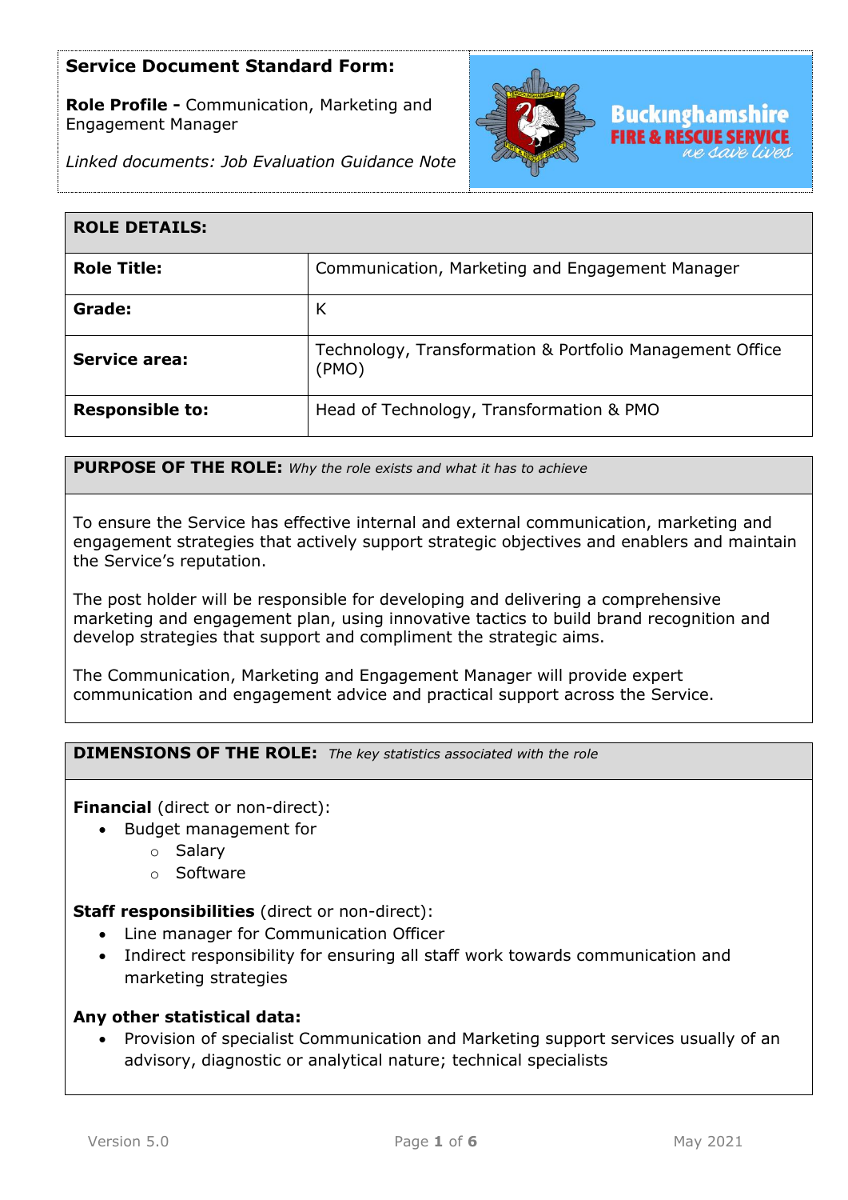**Service Document Standard Form:**

**Role Profile -** Communication, Marketing and Engagement Manager

*Linked documents: Job Evaluation Guidance Note*

Buckinghamshire FIRE & RESCUE SERVICE *we save lives*

| **ROLE DETAILS:** | |
|---|---|
| **Role Title:** | Communication, Marketing and Engagement Manager |
| **Grade:** | K |
| **Service area:** | Technology, Transformation & Portfolio Management Office (PMO) |
| **Responsible to:** | Head of Technology, Transformation & PMO |

## PURPOSE OF THE ROLE: *Why the role exists and what it has to achieve*

To ensure the Service has effective internal and external communication, marketing and engagement strategies that actively support strategic objectives and enablers and maintain the Service's reputation.

The post holder will be responsible for developing and delivering a comprehensive marketing and engagement plan, using innovative tactics to build brand recognition and develop strategies that support and compliment the strategic aims.

The Communication, Marketing and Engagement Manager will provide expert communication and engagement advice and practical support across the Service.

## DIMENSIONS OF THE ROLE: *The key statistics associated with the role*

**Financial** (direct or non-direct):

- Budget management for
  - Salary
  - Software

**Staff responsibilities** (direct or non-direct):

- Line manager for Communication Officer
- Indirect responsibility for ensuring all staff work towards communication and marketing strategies

**Any other statistical data:**

- Provision of specialist Communication and Marketing support services usually of an advisory, diagnostic or analytical nature; technical specialists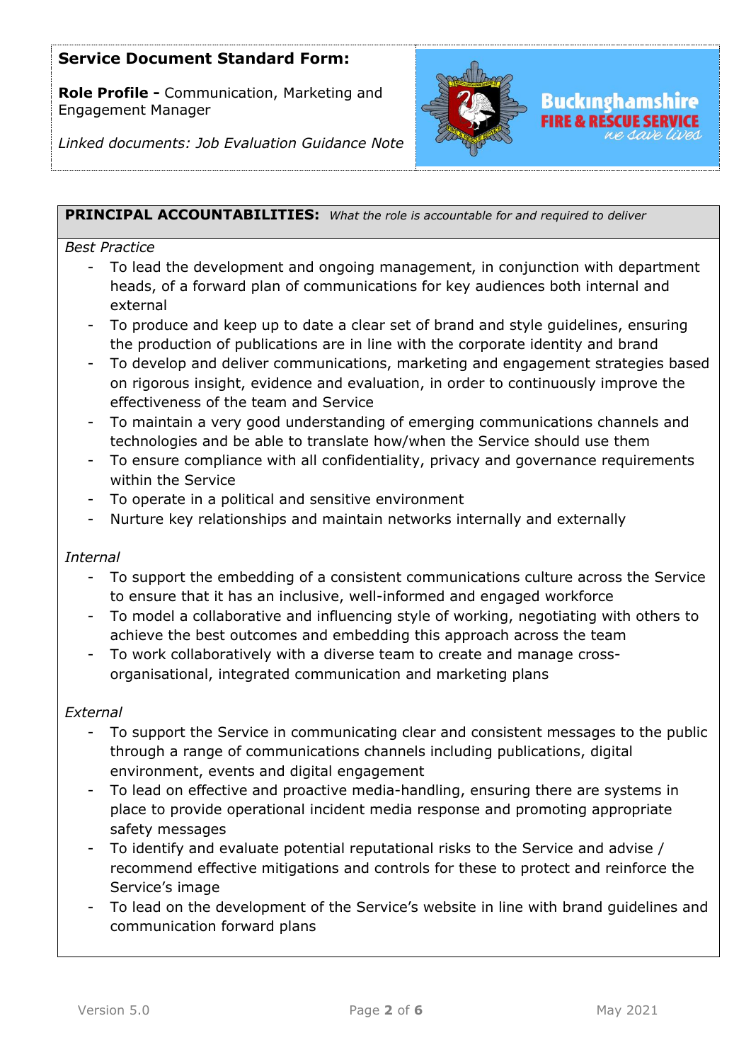**Service Document Standard Form:**

**Role Profile -** Communication, Marketing and Engagement Manager

*Linked documents: Job Evaluation Guidance Note*

**PRINCIPAL ACCOUNTABILITIES:** *What the role is accountable for and required to deliver*

*Best Practice*

- To lead the development and ongoing management, in conjunction with department heads, of a forward plan of communications for key audiences both internal and external
- To produce and keep up to date a clear set of brand and style guidelines, ensuring the production of publications are in line with the corporate identity and brand
- To develop and deliver communications, marketing and engagement strategies based on rigorous insight, evidence and evaluation, in order to continuously improve the effectiveness of the team and Service
- To maintain a very good understanding of emerging communications channels and technologies and be able to translate how/when the Service should use them
- To ensure compliance with all confidentiality, privacy and governance requirements within the Service
- To operate in a political and sensitive environment
- Nurture key relationships and maintain networks internally and externally

*Internal*

- To support the embedding of a consistent communications culture across the Service to ensure that it has an inclusive, well-informed and engaged workforce
- To model a collaborative and influencing style of working, negotiating with others to achieve the best outcomes and embedding this approach across the team
- To work collaboratively with a diverse team to create and manage cross-organisational, integrated communication and marketing plans

*External*

- To support the Service in communicating clear and consistent messages to the public through a range of communications channels including publications, digital environment, events and digital engagement
- To lead on effective and proactive media-handling, ensuring there are systems in place to provide operational incident media response and promoting appropriate safety messages
- To identify and evaluate potential reputational risks to the Service and advise / recommend effective mitigations and controls for these to protect and reinforce the Service's image
- To lead on the development of the Service's website in line with brand guidelines and communication forward plans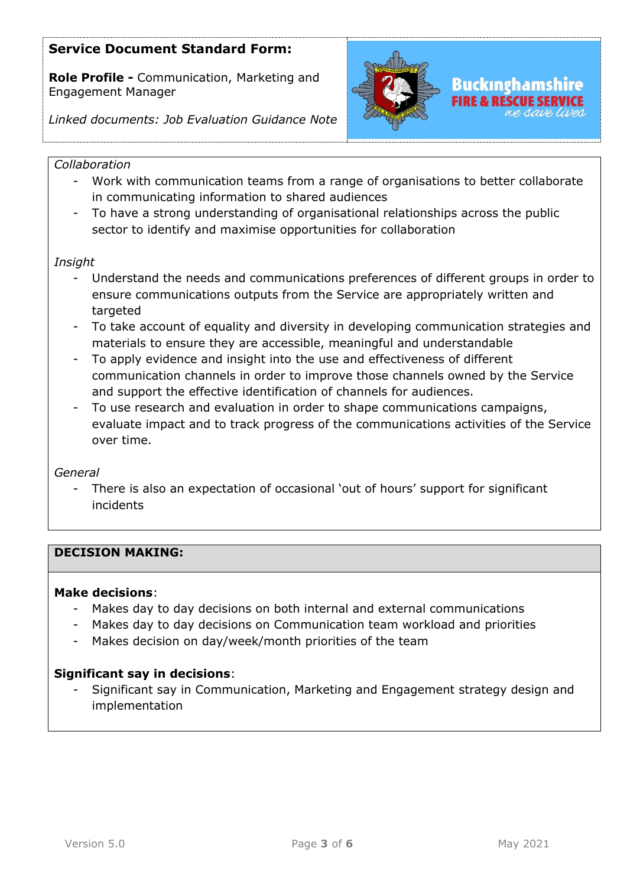*Collaboration*

- Work with communication teams from a range of organisations to better collaborate in communicating information to shared audiences
- To have a strong understanding of organisational relationships across the public sector to identify and maximise opportunities for collaboration

*Insight*

- Understand the needs and communications preferences of different groups in order to ensure communications outputs from the Service are appropriately written and targeted
- To take account of equality and diversity in developing communication strategies and materials to ensure they are accessible, meaningful and understandable
- To apply evidence and insight into the use and effectiveness of different communication channels in order to improve those channels owned by the Service and support the effective identification of channels for audiences.
- To use research and evaluation in order to shape communications campaigns, evaluate impact and to track progress of the communications activities of the Service over time.

*General*

- There is also an expectation of occasional 'out of hours' support for significant incidents

## DECISION MAKING:

**Make decisions**:

- Makes day to day decisions on both internal and external communications
- Makes day to day decisions on Communication team workload and priorities
- Makes decision on day/week/month priorities of the team

**Significant say in decisions**:

- Significant say in Communication, Marketing and Engagement strategy design and implementation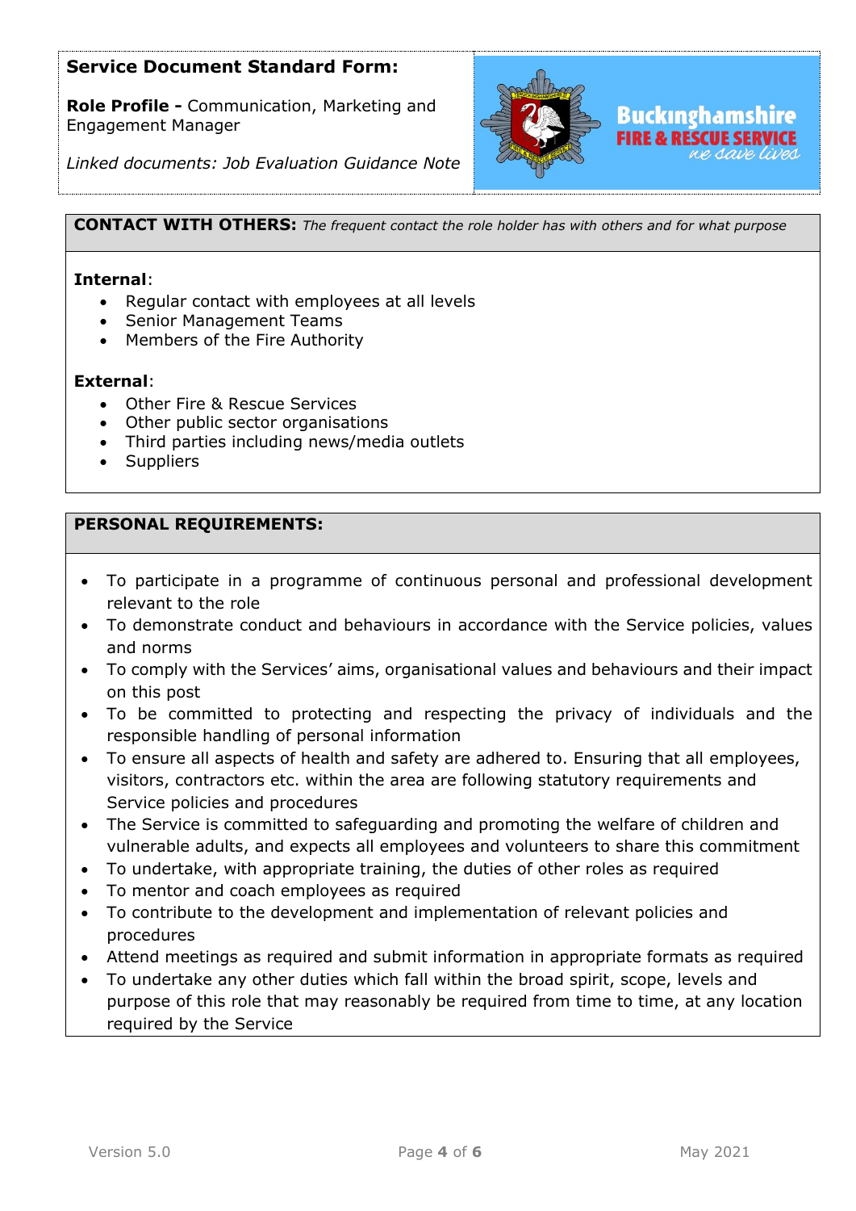**Service Document Standard Form:**

**Role Profile -** Communication, Marketing and Engagement Manager

*Linked documents: Job Evaluation Guidance Note*

Buckinghamshire FIRE & RESCUE SERVICE *we save lives*

**CONTACT WITH OTHERS:** *The frequent contact the role holder has with others and for what purpose*

**Internal**:

- Regular contact with employees at all levels
- Senior Management Teams
- Members of the Fire Authority

**External**:

- Other Fire & Rescue Services
- Other public sector organisations
- Third parties including news/media outlets
- Suppliers

**PERSONAL REQUIREMENTS:**

- To participate in a programme of continuous personal and professional development relevant to the role
- To demonstrate conduct and behaviours in accordance with the Service policies, values and norms
- To comply with the Services' aims, organisational values and behaviours and their impact on this post
- To be committed to protecting and respecting the privacy of individuals and the responsible handling of personal information
- To ensure all aspects of health and safety are adhered to. Ensuring that all employees, visitors, contractors etc. within the area are following statutory requirements and Service policies and procedures
- The Service is committed to safeguarding and promoting the welfare of children and vulnerable adults, and expects all employees and volunteers to share this commitment
- To undertake, with appropriate training, the duties of other roles as required
- To mentor and coach employees as required
- To contribute to the development and implementation of relevant policies and procedures
- Attend meetings as required and submit information in appropriate formats as required
- To undertake any other duties which fall within the broad spirit, scope, levels and purpose of this role that may reasonably be required from time to time, at any location required by the Service

Version 5.0 May 2021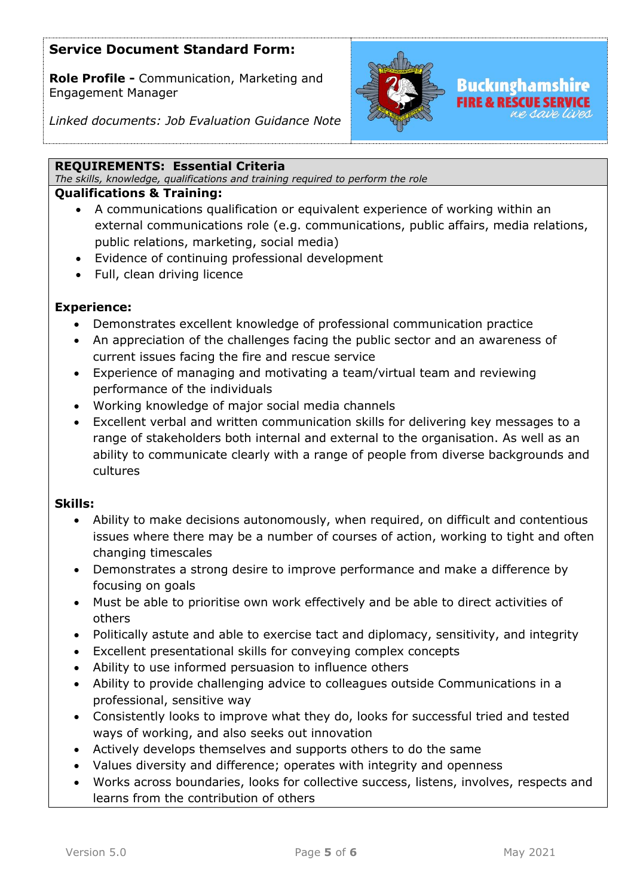**Service Document Standard Form:**

**Role Profile -** Communication, Marketing and Engagement Manager

*Linked documents: Job Evaluation Guidance Note*

Buckinghamshire FIRE & RESCUE SERVICE *we save lives*

## REQUIREMENTS: Essential Criteria

*The skills, knowledge, qualifications and training required to perform the role*

### Qualifications & Training:

- A communications qualification or equivalent experience of working within an external communications role (e.g. communications, public affairs, media relations, public relations, marketing, social media)
- Evidence of continuing professional development
- Full, clean driving licence

### Experience:

- Demonstrates excellent knowledge of professional communication practice
- An appreciation of the challenges facing the public sector and an awareness of current issues facing the fire and rescue service
- Experience of managing and motivating a team/virtual team and reviewing performance of the individuals
- Working knowledge of major social media channels
- Excellent verbal and written communication skills for delivering key messages to a range of stakeholders both internal and external to the organisation. As well as an ability to communicate clearly with a range of people from diverse backgrounds and cultures

### Skills:

- Ability to make decisions autonomously, when required, on difficult and contentious issues where there may be a number of courses of action, working to tight and often changing timescales
- Demonstrates a strong desire to improve performance and make a difference by focusing on goals
- Must be able to prioritise own work effectively and be able to direct activities of others
- Politically astute and able to exercise tact and diplomacy, sensitivity, and integrity
- Excellent presentational skills for conveying complex concepts
- Ability to use informed persuasion to influence others
- Ability to provide challenging advice to colleagues outside Communications in a professional, sensitive way
- Consistently looks to improve what they do, looks for successful tried and tested ways of working, and also seeks out innovation
- Actively develops themselves and supports others to do the same
- Values diversity and difference; operates with integrity and openness
- Works across boundaries, looks for collective success, listens, involves, respects and learns from the contribution of others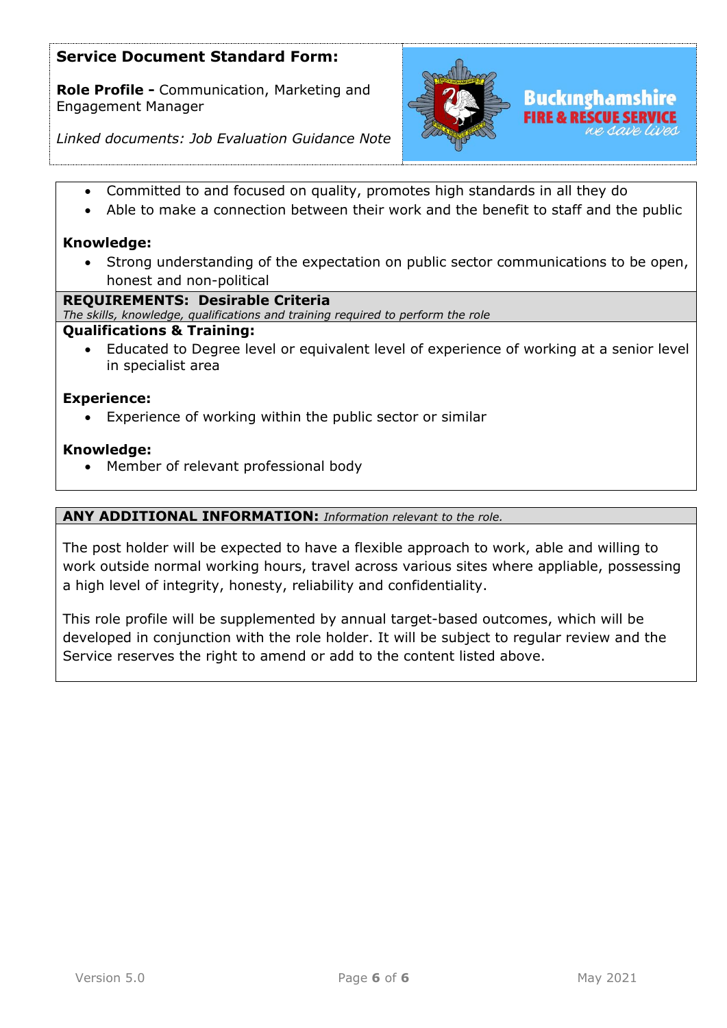- Committed to and focused on quality, promotes high standards in all they do
- Able to make a connection between their work and the benefit to staff and the public

**Knowledge:**

- Strong understanding of the expectation on public sector communications to be open, honest and non-political

**REQUIREMENTS: Desirable Criteria**

*The skills, knowledge, qualifications and training required to perform the role*

**Qualifications & Training:**

- Educated to Degree level or equivalent level of experience of working at a senior level in specialist area

**Experience:**

- Experience of working within the public sector or similar

**Knowledge:**

- Member of relevant professional body

**ANY ADDITIONAL INFORMATION:** *Information relevant to the role.*

The post holder will be expected to have a flexible approach to work, able and willing to work outside normal working hours, travel across various sites where appliable, possessing a high level of integrity, honesty, reliability and confidentiality.

This role profile will be supplemented by annual target-based outcomes, which will be developed in conjunction with the role holder. It will be subject to regular review and the Service reserves the right to amend or add to the content listed above.